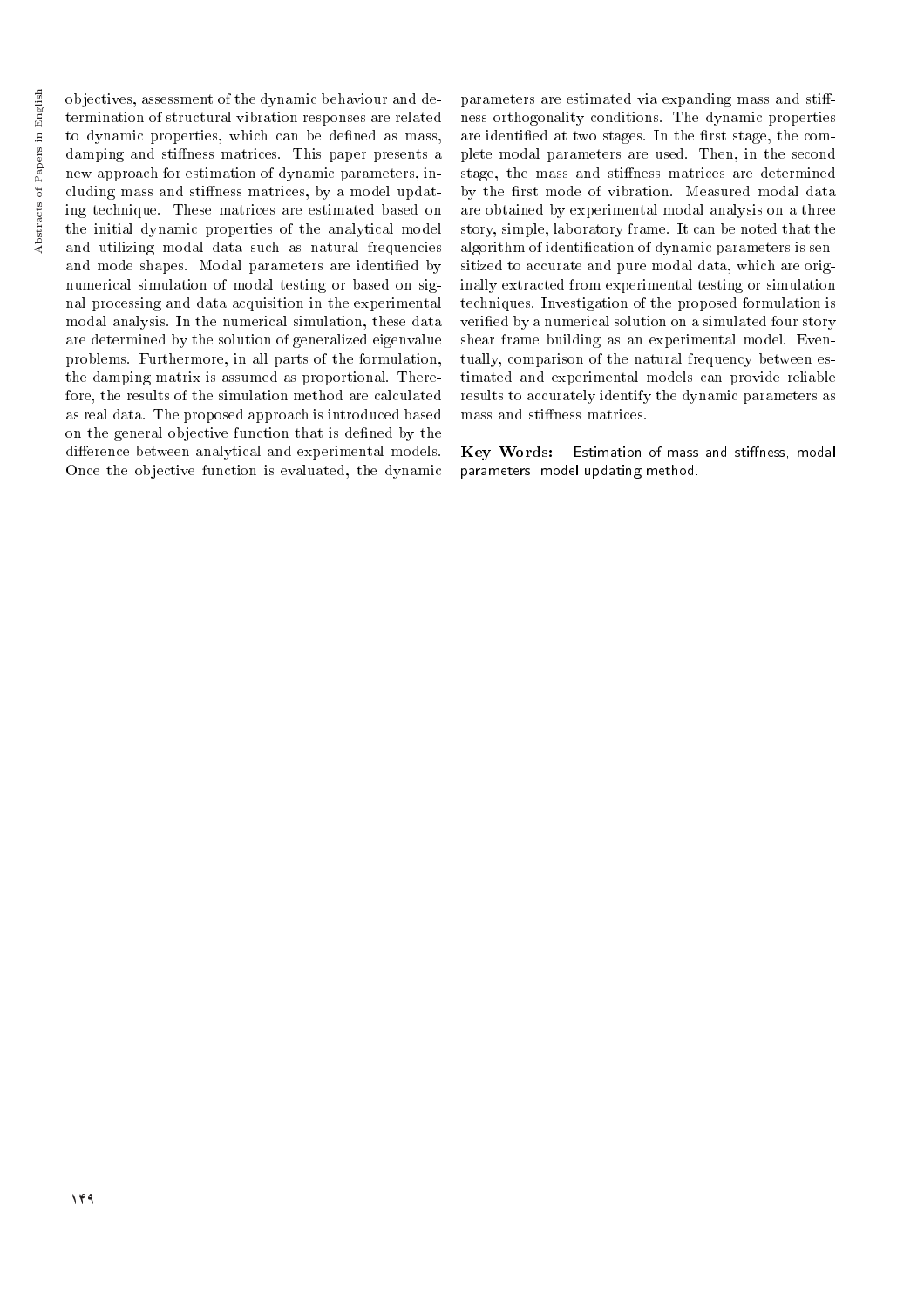objectives, assessment of the dynamic behaviour and determination of structural vibration responses are related to dynamic properties, which can be defined as mass, damping and stiffness matrices. This paper presents a new approach for estimation of dynamic parameters, including mass and stiffness matrices, by a model updating technique. These matrices are estimated based on the initial dynamic properties of the analytical model and utilizing modal data such as natural frequencies and mode shapes. Modal parameters are identified by numerical simulation of modal testing or based on signal processing and data acquisition in the experimental modal analysis. In the numerical simulation, these data are determined by the solution of generalized eigenvalue problems. Furthermore, in all parts of the formulation, the damping matrix is assumed as proportional. Therefore, the results of the simulation method are calculated as real data. The proposed approach is introduced based on the general objective function that is defined by the difference between analytical and experimental models. Once the objective function is evaluated, the dynamic parameters are estimated via expanding mass and stiffness orthogonality conditions. The dynamic properties are identified at two stages. In the first stage, the complete modal parameters are used. Then, in the second stage, the mass and stiffness matrices are determined by the first mode of vibration. Measured modal data are obtained by experimental modal analysis on a three story, simple, laboratory frame. It can be noted that the algorithm of identification of dynamic parameters is sensitized to accurate and pure modal data, which are originally extracted from experimental testing or simulation techniques. Investigation of the proposed formulation is verified by a numerical solution on a simulated four story shear frame building as an experimental model. Eventually, comparison of the natural frequency between estimated and experimental models can provide reliable results to accurately identify the dynamic parameters as mass and stiffness matrices.

**Key Words:** Estimation of mass and stiffness, modal parameters, model updating method.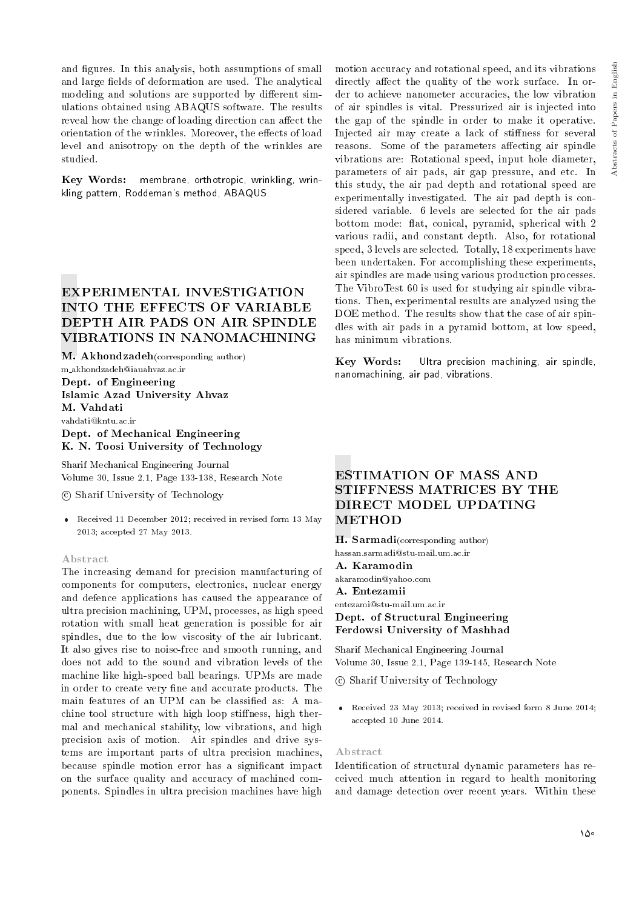and figures. In this analysis, both assumptions of small and large fields of deformation are used. The analytical modeling and solutions are supported by different simulations obtained using ABAQUS software. The results reveal how the change of loading direction can affect the orientation of the wrinkles. Moreover, the effects of load level and anisotropy on the depth of the wrinkles are studied.

**Key Words:** membrane, orthotropic, wrinkling, wrinkling pattern, Roddeman's method, ABAQUS.

## EXPERIMENTAL INVESTIGATION INTO THE EFFECTS OF VARIABLE DEPTH AIR PADS ON AIR SPINDLE VIBRATIONS IN NANOMACHINING

**M. Akhondzadeh**(corresponding author)
m_akhondzadeh@iauahvaz.ac.ir
**Dept. of Engineering**
**Islamic Azad University Ahvaz**
**M. Vahdati**
vahdati@kntu.ac.ir
**Dept. of Mechanical Engineering**
**K. N. Toosi University of Technology**

Sharif Mechanical Engineering Journal
Volume 30, Issue 2.1, Page 133-138, Research Note

© Sharif University of Technology

- Received 11 December 2012; received in revised form 13 May 2013; accepted 27 May 2013.

### Abstract

The increasing demand for precision manufacturing of components for computers, electronics, nuclear energy and defence applications has caused the appearance of ultra precision machining, UPM, processes, as high speed rotation with small heat generation is possible for air spindles, due to the low viscosity of the air lubricant. It also gives rise to noise-free and smooth running, and does not add to the sound and vibration levels of the machine like high-speed ball bearings. UPMs are made in order to create very fine and accurate products. The main features of an UPM can be classified as: A machine tool structure with high loop stiffness, high thermal and mechanical stability, low vibrations, and high precision axis of motion. Air spindles and drive systems are important parts of ultra precision machines, because spindle motion error has a significant impact on the surface quality and accuracy of machined components. Spindles in ultra precision machines have high motion accuracy and rotational speed, and its vibrations directly affect the quality of the work surface. In order to achieve nanometer accuracies, the low vibration of air spindles is vital. Pressurized air is injected into the gap of the spindle in order to make it operative. Injected air may create a lack of stiffness for several reasons. Some of the parameters affecting air spindle vibrations are: Rotational speed, input hole diameter, parameters of air pads, air gap pressure, and etc. In this study, the air pad depth and rotational speed are experimentally investigated. The air pad depth is considered variable. 6 levels are selected for the air pads bottom mode: flat, conical, pyramid, spherical with 2 various radii, and constant depth. Also, for rotational speed, 3 levels are selected. Totally, 18 experiments have been undertaken. For accomplishing these experiments, air spindles are made using various production processes. The VibroTest 60 is used for studying air spindle vibrations. Then, experimental results are analyzed using the DOE method. The results show that the case of air spindles with air pads in a pyramid bottom, at low speed, has minimum vibrations.

**Key Words:** Ultra precision machining, air spindle, nanomachining, air pad, vibrations.

## ESTIMATION OF MASS AND STIFFNESS MATRICES BY THE DIRECT MODEL UPDATING METHOD

**H. Sarmadi**(corresponding author)
hassan.sarmadi@stu-mail.um.ac.ir
**A. Karamodin**
akaramodin@yahoo.com
**A. Entezamii**
entezami@stu-mail.um.ac.ir
**Dept. of Structural Engineering**
**Ferdowsi University of Mashhad**

Sharif Mechanical Engineering Journal
Volume 30, Issue 2.1, Page 139-145, Research Note

© Sharif University of Technology

- Received 23 May 2013; received in revised form 8 June 2014; accepted 10 June 2014.

### Abstract

Identification of structural dynamic parameters has received much attention in regard to health monitoring and damage detection over recent years. Within these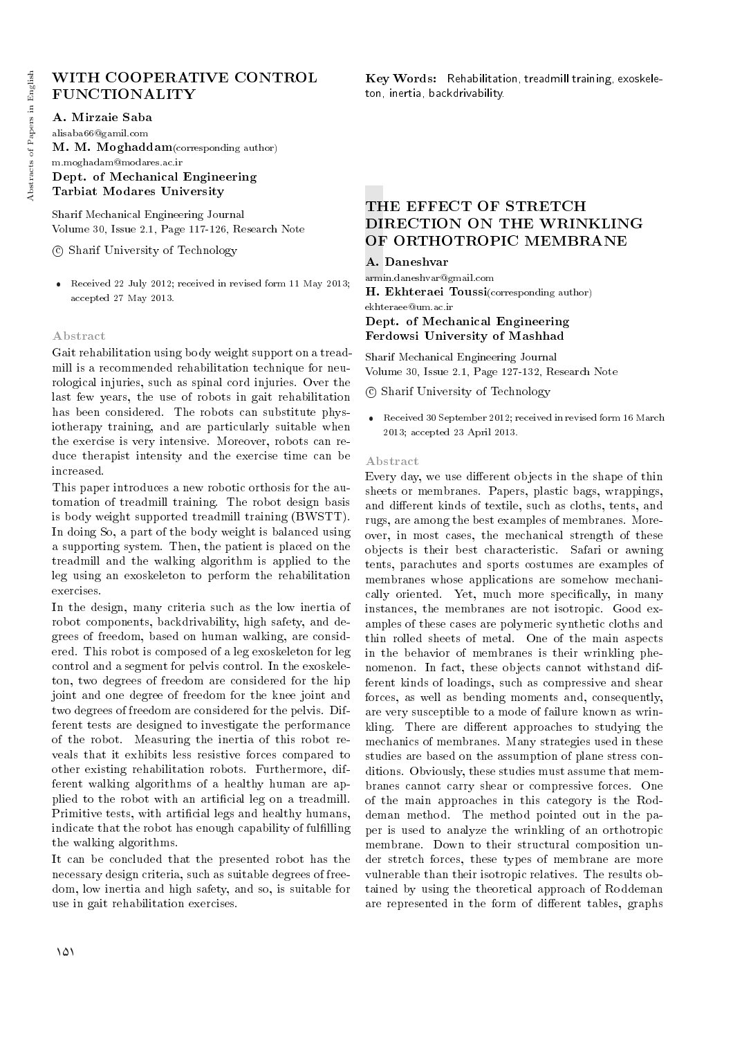# WITH COOPERATIVE CONTROL FUNCTIONALITY

**A. Mirzaie Saba**
alisaba66@gamil.com
**M. M. Moghaddam**(corresponding author)
m.moghadam@modares.ac.ir
**Dept. of Mechanical Engineering**
**Tarbiat Modares University**

Sharif Mechanical Engineering Journal
Volume 30, Issue 2.1, Page 117-126, Research Note

© Sharif University of Technology

- Received 22 July 2012; received in revised form 11 May 2013; accepted 27 May 2013.

### Abstract

Gait rehabilitation using body weight support on a treadmill is a recommended rehabilitation technique for neurological injuries, such as spinal cord injuries. Over the last few years, the use of robots in gait rehabilitation has been considered. The robots can substitute physiotherapy training, and are particularly suitable when the exercise is very intensive. Moreover, robots can reduce therapist intensity and the exercise time can be increased.

This paper introduces a new robotic orthosis for the automation of treadmill training. The robot design basis is body weight supported treadmill training (BWSTT). In doing So, a part of the body weight is balanced using a supporting system. Then, the patient is placed on the treadmill and the walking algorithm is applied to the leg using an exoskeleton to perform the rehabilitation exercises.

In the design, many criteria such as the low inertia of robot components, backdrivability, high safety, and degrees of freedom, based on human walking, are considered. This robot is composed of a leg exoskeleton for leg control and a segment for pelvis control. In the exoskeleton, two degrees of freedom are considered for the hip joint and one degree of freedom for the knee joint and two degrees of freedom are considered for the pelvis. Different tests are designed to investigate the performance of the robot. Measuring the inertia of this robot reveals that it exhibits less resistive forces compared to other existing rehabilitation robots. Furthermore, different walking algorithms of a healthy human are applied to the robot with an artificial leg on a treadmill. Primitive tests, with artificial legs and healthy humans, indicate that the robot has enough capability of fulfilling the walking algorithms.

It can be concluded that the presented robot has the necessary design criteria, such as suitable degrees of freedom, low inertia and high safety, and so, is suitable for use in gait rehabilitation exercises.

**Key Words:** Rehabilitation, treadmill training, exoskeleton, inertia, backdrivability.

# THE EFFECT OF STRETCH DIRECTION ON THE WRINKLING OF ORTHOTROPIC MEMBRANE

**A. Daneshvar**
armin.daneshvar@gmail.com
**H. Ekhteraei Toussi**(corresponding author)
ekhteraee@um.ac.ir
**Dept. of Mechanical Engineering**
**Ferdowsi University of Mashhad**

Sharif Mechanical Engineering Journal
Volume 30, Issue 2.1, Page 127-132, Research Note

© Sharif University of Technology

- Received 30 September 2012; received in revised form 16 March 2013; accepted 23 April 2013.

### Abstract

Every day, we use different objects in the shape of thin sheets or membranes. Papers, plastic bags, wrappings, and different kinds of textile, such as cloths, tents, and rugs, are among the best examples of membranes. Moreover, in most cases, the mechanical strength of these objects is their best characteristic. Safari or awning tents, parachutes and sports costumes are examples of membranes whose applications are somehow mechanically oriented. Yet, much more specifically, in many instances, the membranes are not isotropic. Good examples of these cases are polymeric synthetic cloths and thin rolled sheets of metal. One of the main aspects in the behavior of membranes is their wrinkling phenomenon. In fact, these objects cannot withstand different kinds of loadings, such as compressive and shear forces, as well as bending moments and, consequently, are very susceptible to a mode of failure known as wrinkling. There are different approaches to studying the mechanics of membranes. Many strategies used in these studies are based on the assumption of plane stress conditions. Obviously, these studies must assume that membranes cannot carry shear or compressive forces. One of the main approaches in this category is the Roddeman method. The method pointed out in the paper is used to analyze the wrinkling of an orthotropic membrane. Down to their structural composition under stretch forces, these types of membrane are more vulnerable than their isotropic relatives. The results obtained by using the theoretical approach of Roddeman are represented in the form of different tables, graphs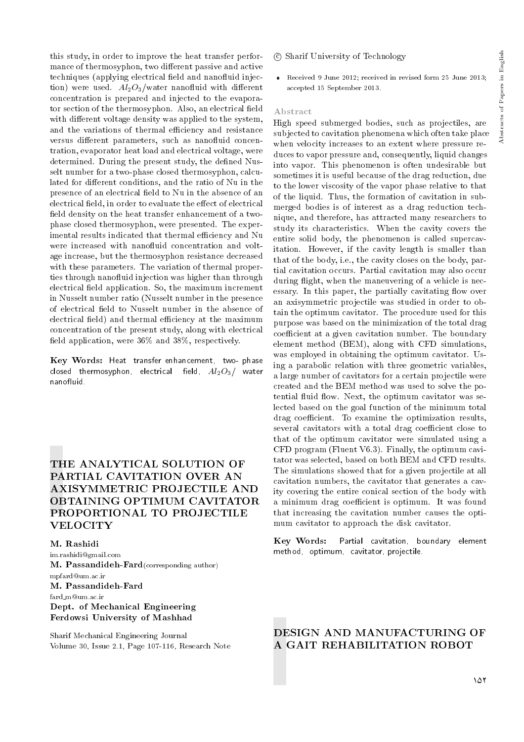this study, in order to improve the heat transfer performance of thermosyphon, two different passive and active techniques (applying electrical field and nanofluid injection) were used. $Al_2O_3$/water nanofluid with different concentration is prepared and injected to the evaporator section of the thermosyphon. Also, an electrical field with different voltage density was applied to the system, and the variations of thermal efficiency and resistance versus different parameters, such as nanofluid concentration, evaporator heat load and electrical voltage, were determined. During the present study, the defined Nusselt number for a two-phase closed thermosyphon, calculated for different conditions, and the ratio of Nu in the presence of an electrical field to Nu in the absence of an electrical field, in order to evaluate the effect of electrical field density on the heat transfer enhancement of a two-phase closed thermosyphon, were presented. The experimental results indicated that thermal efficiency and Nu were increased with nanofluid concentration and voltage increase, but the thermosyphon resistance decreased with these parameters. The variation of thermal properties through nanofluid injection was higher than through electrical field application. So, the maximum increment in Nusselt number ratio (Nusselt number in the presence of electrical field to Nusselt number in the absence of electrical field) and thermal efficiency at the maximum concentration of the present study, along with electrical field application, were 36% and 38%, respectively.

**Key Words:** Heat transfer enhancement, two- phase closed thermosyphon, electrical field, $Al_2O_3$/ water nanofluid.

# THE ANALYTICAL SOLUTION OF PARTIAL CAVITATION OVER AN AXISYMMETRIC PROJECTILE AND OBTAINING OPTIMUM CAVITATOR PROPORTIONAL TO PROJECTILE VELOCITY

**M. Rashidi**
im.rashidi@gmail.com
**M. Passandideh-Fard** (corresponding author)
mpfard@um.ac.ir
**M. Passandideh-Fard**
fard_m@um.ac.ir
**Dept. of Mechanical Engineering**
**Ferdowsi University of Mashhad**

Sharif Mechanical Engineering Journal
Volume 30, Issue 2.1, Page 107-116, Research Note

© Sharif University of Technology

- Received 9 June 2012; received in revised form 25 June 2013; accepted 15 September 2013.

## Abstract

High speed submerged bodies, such as projectiles, are subjected to cavitation phenomena which often take place when velocity increases to an extent where pressure reduces to vapor pressure and, consequently, liquid changes into vapor. This phenomenon is often undesirable but sometimes it is useful because of the drag reduction, due to the lower viscosity of the vapor phase relative to that of the liquid. Thus, the formation of cavitation in submerged bodies is of interest as a drag reduction technique, and therefore, has attracted many researchers to study its characteristics. When the cavity covers the entire solid body, the phenomenon is called supercavitation. However, if the cavity length is smaller than that of the body, i.e., the cavity closes on the body, partial cavitation occurs. Partial cavitation may also occur during flight, when the maneuvering of a vehicle is necessary. In this paper, the partially cavitating flow over an axisymmetric projectile was studied in order to obtain the optimum cavitator. The procedure used for this purpose was based on the minimization of the total drag coefficient at a given cavitation number. The boundary element method (BEM), along with CFD simulations, was employed in obtaining the optimum cavitator. Using a parabolic relation with three geometric variables, a large number of cavitators for a certain projectile were created and the BEM method was used to solve the potential fluid flow. Next, the optimum cavitator was selected based on the goal function of the minimum total drag coefficient. To examine the optimization results, several cavitators with a total drag coefficient close to that of the optimum cavitator were simulated using a CFD program (Fluent V6.3). Finally, the optimum cavitator was selected, based on both BEM and CFD results. The simulations showed that for a given projectile at all cavitation numbers, the cavitator that generates a cavity covering the entire conical section of the body with a minimum drag coefficient is optimum. It was found that increasing the cavitation number causes the optimum cavitator to approach the disk cavitator.

**Key Words:** Partial cavitation, boundary element method, optimum, cavitator, projectile.

# DESIGN AND MANUFACTURING OF A GAIT REHABILITATION ROBOT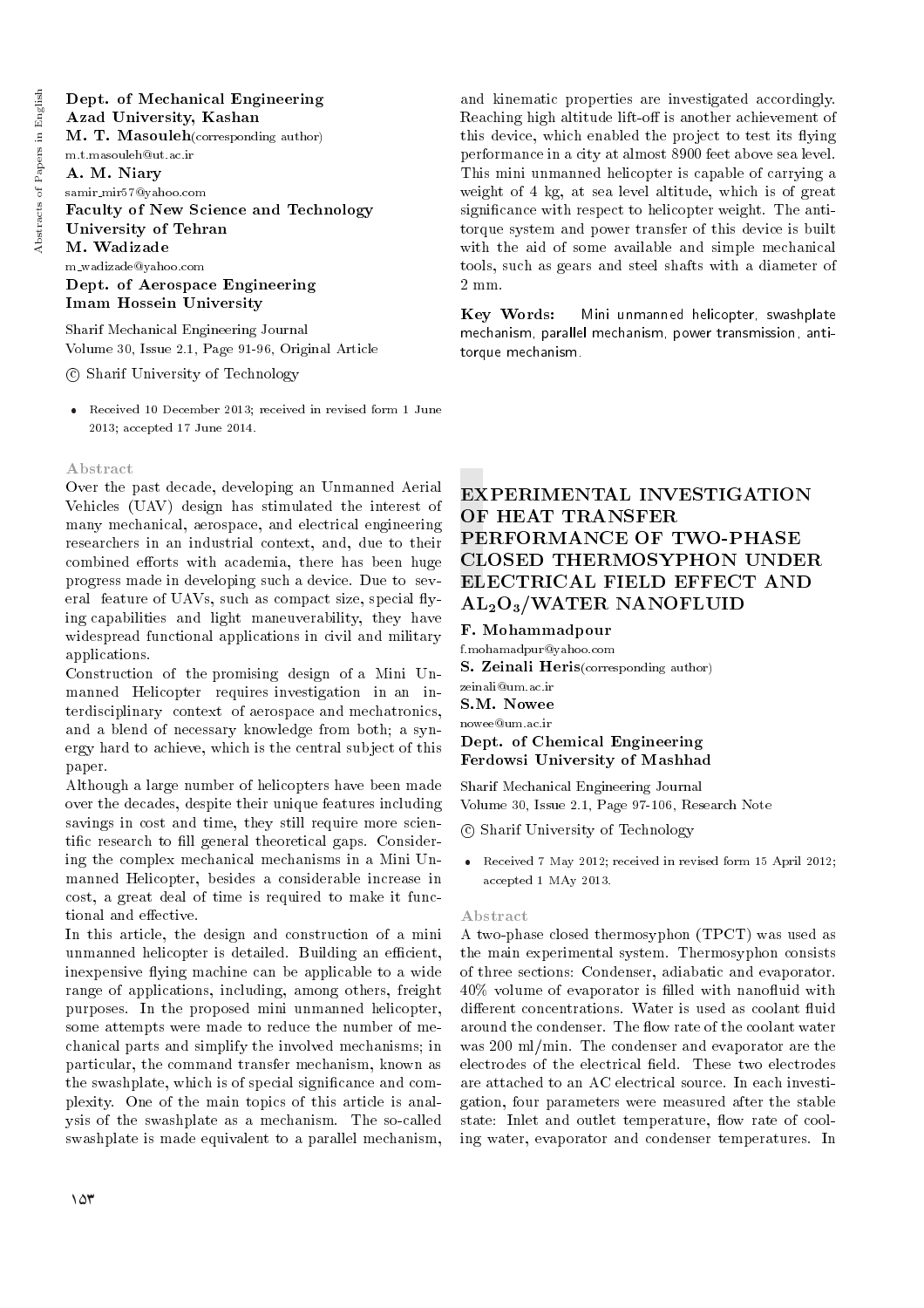**Dept. of Mechanical Engineering**
**Azad University, Kashan**
**M. T. Masouleh**(corresponding author)
m.t.masouleh@ut.ac.ir
**A. M. Niary**
samir_mir57@yahoo.com
**Faculty of New Science and Technology**
**University of Tehran**
**M. Wadizade**
m_wadizade@yahoo.com
**Dept. of Aerospace Engineering**
**Imam Hossein University**

Sharif Mechanical Engineering Journal
Volume 30, Issue 2.1, Page 91-96, Original Article

© Sharif University of Technology

- Received 10 December 2013; received in revised form 1 June 2013; accepted 17 June 2014.

### Abstract

Over the past decade, developing an Unmanned Aerial Vehicles (UAV) design has stimulated the interest of many mechanical, aerospace, and electrical engineering researchers in an industrial context, and, due to their combined efforts with academia, there has been huge progress made in developing such a device. Due to several feature of UAVs, such as compact size, special flying capabilities and light maneuverability, they have widespread functional applications in civil and military applications.

Construction of the promising design of a Mini Unmanned Helicopter requires investigation in an interdisciplinary context of aerospace and mechatronics, and a blend of necessary knowledge from both; a synergy hard to achieve, which is the central subject of this paper.

Although a large number of helicopters have been made over the decades, despite their unique features including savings in cost and time, they still require more scientific research to fill general theoretical gaps. Considering the complex mechanical mechanisms in a Mini Unmanned Helicopter, besides a considerable increase in cost, a great deal of time is required to make it functional and effective.

In this article, the design and construction of a mini unmanned helicopter is detailed. Building an efficient, inexpensive flying machine can be applicable to a wide range of applications, including, among others, freight purposes. In the proposed mini unmanned helicopter, some attempts were made to reduce the number of mechanical parts and simplify the involved mechanisms; in particular, the command transfer mechanism, known as the swashplate, which is of special significance and complexity. One of the main topics of this article is analysis of the swashplate as a mechanism. The so-called swashplate is made equivalent to a parallel mechanism, and kinematic properties are investigated accordingly. Reaching high altitude lift-off is another achievement of this device, which enabled the project to test its flying performance in a city at almost 8900 feet above sea level. This mini unmanned helicopter is capable of carrying a weight of 4 kg, at sea level altitude, which is of great significance with respect to helicopter weight. The anti-torque system and power transfer of this device is built with the aid of some available and simple mechanical tools, such as gears and steel shafts with a diameter of 2 mm.

**Key Words:** Mini unmanned helicopter, swashplate mechanism, parallel mechanism, power transmission, anti-torque mechanism.

## EXPERIMENTAL INVESTIGATION OF HEAT TRANSFER PERFORMANCE OF TWO-PHASE CLOSED THERMOSYPHON UNDER ELECTRICAL FIELD EFFECT AND $AL_2O_3$/WATER NANOFLUID

**F. Mohammadpour**
f.mohamadpur@yahoo.com
**S. Zeinali Heris**(corresponding author)
zeinali@um.ac.ir
**S.M. Nowee**
nowee@um.ac.ir
**Dept. of Chemical Engineering**
**Ferdowsi University of Mashhad**

Sharif Mechanical Engineering Journal
Volume 30, Issue 2.1, Page 97-106, Research Note

© Sharif University of Technology

- Received 7 May 2012; received in revised form 15 April 2012; accepted 1 MAy 2013.

### Abstract

A two-phase closed thermosyphon (TPCT) was used as the main experimental system. Thermosyphon consists of three sections: Condenser, adiabatic and evaporator. 40% volume of evaporator is filled with nanofluid with different concentrations. Water is used as coolant fluid around the condenser. The flow rate of the coolant water was 200 ml/min. The condenser and evaporator are the electrodes of the electrical field. These two electrodes are attached to an AC electrical source. In each investigation, four parameters were measured after the stable state: Inlet and outlet temperature, flow rate of cooling water, evaporator and condenser temperatures. In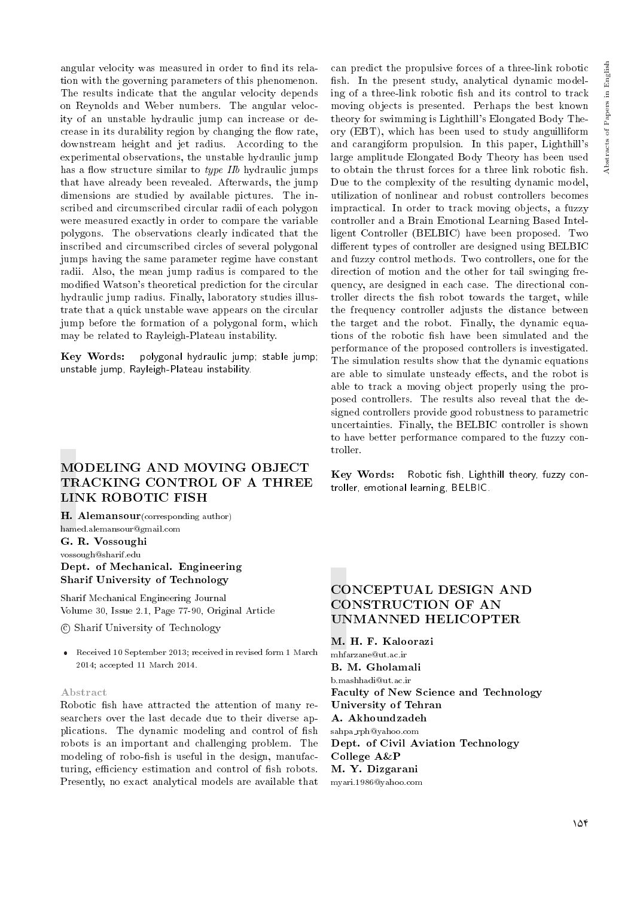angular velocity was measured in order to find its relation with the governing parameters of this phenomenon. The results indicate that the angular velocity depends on Reynolds and Weber numbers. The angular velocity of an unstable hydraulic jump can increase or decrease in its durability region by changing the flow rate, downstream height and jet radius. According to the experimental observations, the unstable hydraulic jump has a flow structure similar to *type IIb* hydraulic jumps that have already been revealed. Afterwards, the jump dimensions are studied by available pictures. The inscribed and circumscribed circular radii of each polygon were measured exactly in order to compare the variable polygons. The observations clearly indicated that the inscribed and circumscribed circles of several polygonal jumps having the same parameter regime have constant radii. Also, the mean jump radius is compared to the modified Watson's theoretical prediction for the circular hydraulic jump radius. Finally, laboratory studies illustrate that a quick unstable wave appears on the circular jump before the formation of a polygonal form, which may be related to Rayleigh-Plateau instability.

**Key Words:** polygonal hydraulic jump; stable jump; unstable jump, Rayleigh-Plateau instability.

## MODELING AND MOVING OBJECT TRACKING CONTROL OF A THREE LINK ROBOTIC FISH

**H. Alemansour**(corresponding author)
hamed.alemansour@gmail.com
**G. R. Vossoughi**
vossough@sharif.edu
**Dept. of Mechanical. Engineering**
**Sharif University of Technology**

Sharif Mechanical Engineering Journal
Volume 30, Issue 2.1, Page 77-90, Original Article

© Sharif University of Technology

- Received 10 September 2013; received in revised form 1 March 2014; accepted 11 March 2014.

### Abstract

Robotic fish have attracted the attention of many researchers over the last decade due to their diverse applications. The dynamic modeling and control of fish robots is an important and challenging problem. The modeling of robo-fish is useful in the design, manufacturing, efficiency estimation and control of fish robots. Presently, no exact analytical models are available that can predict the propulsive forces of a three-link robotic fish. In the present study, analytical dynamic modeling of a three-link robotic fish and its control to track moving objects is presented. Perhaps the best known theory for swimming is Lighthill's Elongated Body Theory (EBT), which has been used to study anguilliform and carangiform propulsion. In this paper, Lighthill's large amplitude Elongated Body Theory has been used to obtain the thrust forces for a three link robotic fish. Due to the complexity of the resulting dynamic model, utilization of nonlinear and robust controllers becomes impractical. In order to track moving objects, a fuzzy controller and a Brain Emotional Learning Based Intelligent Controller (BELBIC) have been proposed. Two different types of controller are designed using BELBIC and fuzzy control methods. Two controllers, one for the direction of motion and the other for tail swinging frequency, are designed in each case. The directional controller directs the fish robot towards the target, while the frequency controller adjusts the distance between the target and the robot. Finally, the dynamic equations of the robotic fish have been simulated and the performance of the proposed controllers is investigated. The simulation results show that the dynamic equations are able to simulate unsteady effects, and the robot is able to track a moving object properly using the proposed controllers. The results also reveal that the designed controllers provide good robustness to parametric uncertainties. Finally, the BELBIC controller is shown to have better performance compared to the fuzzy controller.

**Key Words:** Robotic fish, Lighthill theory, fuzzy controller, emotional learning, BELBIC.

## CONCEPTUAL DESIGN AND CONSTRUCTION OF AN UNMANNED HELICOPTER

**M. H. F. Kaloorazi**
mhfarzane@ut.ac.ir
**B. M. Gholamali**
b.mashhadi@ut.ac.ir
**Faculty of New Science and Technology**
**University of Tehran**
**A. Akhoundzadeh**
sahpa_rph@yahoo.com
**Dept. of Civil Aviation Technology**
**College A&P**
**M. Y. Dizgarani**
myari.1986@yahoo.com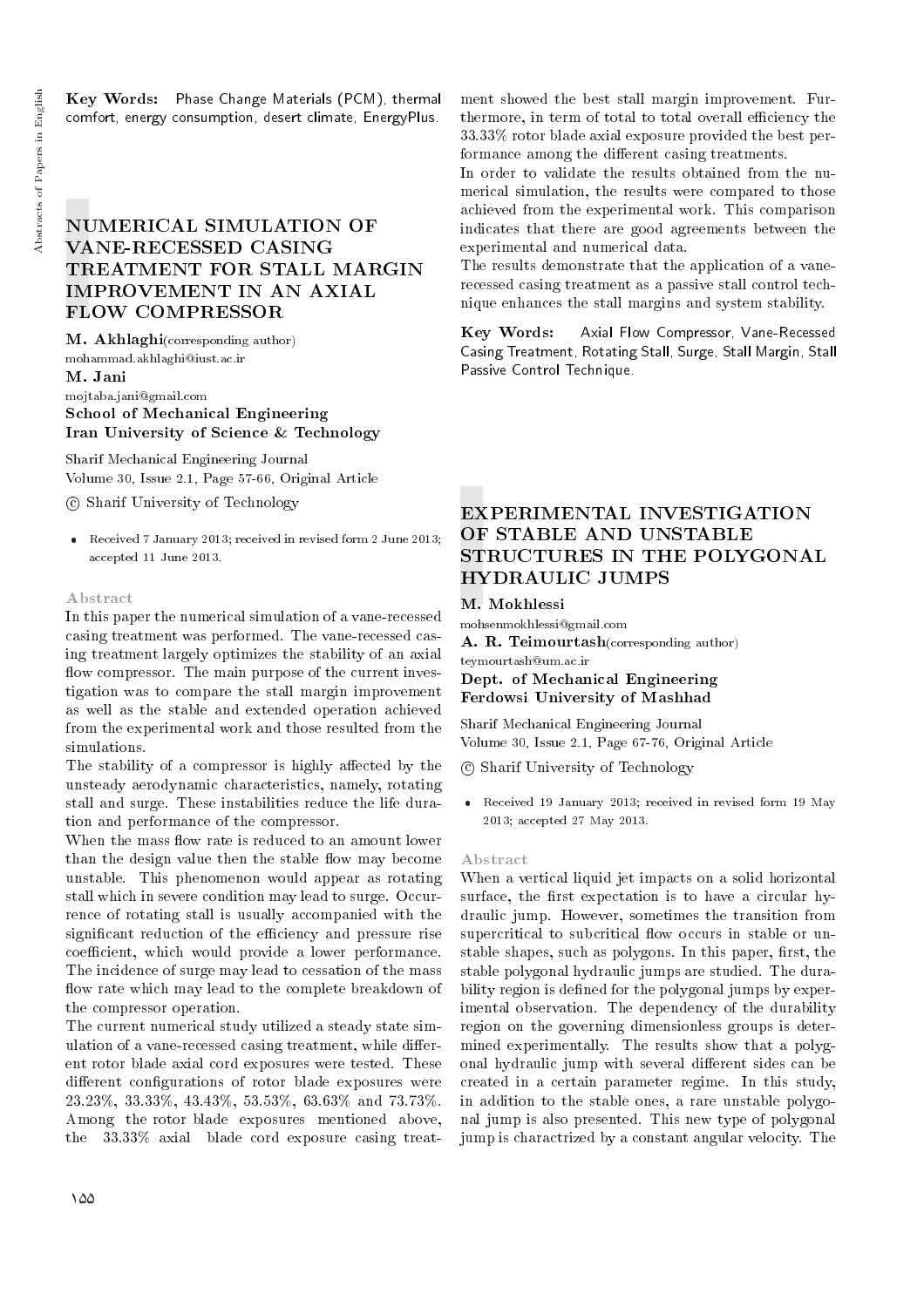**Key Words:** Phase Change Materials (PCM), thermal comfort, energy consumption, desert climate, EnergyPlus.

# NUMERICAL SIMULATION OF VANE-RECESSED CASING TREATMENT FOR STALL MARGIN IMPROVEMENT IN AN AXIAL FLOW COMPRESSOR

**M. Akhlaghi**(corresponding author)
mohammad.akhlaghi@iust.ac.ir
**M. Jani**
mojtaba.jani@gmail.com
**School of Mechanical Engineering**
**Iran University of Science & Technology**

Sharif Mechanical Engineering Journal
Volume 30, Issue 2.1, Page 57-66, Original Article

© Sharif University of Technology

- Received 7 January 2013; received in revised form 2 June 2013; accepted 11 June 2013.

### Abstract

In this paper the numerical simulation of a vane-recessed casing treatment was performed. The vane-recessed casing treatment largely optimizes the stability of an axial flow compressor. The main purpose of the current investigation was to compare the stall margin improvement as well as the stable and extended operation achieved from the experimental work and those resulted from the simulations.

The stability of a compressor is highly affected by the unsteady aerodynamic characteristics, namely, rotating stall and surge. These instabilities reduce the life duration and performance of the compressor.

When the mass flow rate is reduced to an amount lower than the design value then the stable flow may become unstable. This phenomenon would appear as rotating stall which in severe condition may lead to surge. Occurrence of rotating stall is usually accompanied with the significant reduction of the efficiency and pressure rise coefficient, which would provide a lower performance. The incidence of surge may lead to cessation of the mass flow rate which may lead to the complete breakdown of the compressor operation.

The current numerical study utilized a steady state simulation of a vane-recessed casing treatment, while different rotor blade axial cord exposures were tested. These different configurations of rotor blade exposures were 23.23%, 33.33%, 43.43%, 53.53%, 63.63% and 73.73%. Among the rotor blade exposures mentioned above, the 33.33% axial blade cord exposure casing treatment showed the best stall margin improvement. Furthermore, in term of total to total overall efficiency the 33.33% rotor blade axial exposure provided the best performance among the different casing treatments.

In order to validate the results obtained from the numerical simulation, the results were compared to those achieved from the experimental work. This comparison indicates that there are good agreements between the experimental and numerical data.

The results demonstrate that the application of a vane-recessed casing treatment as a passive stall control technique enhances the stall margins and system stability.

**Key Words:** Axial Flow Compressor, Vane-Recessed Casing Treatment, Rotating Stall, Surge, Stall Margin, Stall Passive Control Technique.

# EXPERIMENTAL INVESTIGATION OF STABLE AND UNSTABLE STRUCTURES IN THE POLYGONAL HYDRAULIC JUMPS

**M. Mokhlessi**
mohsenmokhlessi@gmail.com
**A. R. Teimourtash**(corresponding author)
teymourtash@um.ac.ir
**Dept. of Mechanical Engineering**
**Ferdowsi University of Mashhad**

Sharif Mechanical Engineering Journal
Volume 30, Issue 2.1, Page 67-76, Original Article

© Sharif University of Technology

- Received 19 January 2013; received in revised form 19 May 2013; accepted 27 May 2013.

### Abstract

When a vertical liquid jet impacts on a solid horizontal surface, the first expectation is to have a circular hydraulic jump. However, sometimes the transition from supercritical to subcritical flow occurs in stable or unstable shapes, such as polygons. In this paper, first, the stable polygonal hydraulic jumps are studied. The durability region is defined for the polygonal jumps by experimental observation. The dependency of the durability region on the governing dimensionless groups is determined experimentally. The results show that a polygonal hydraulic jump with several different sides can be created in a certain parameter regime. In this study, in addition to the stable ones, a rare unstable polygonal jump is also presented. This new type of polygonal jump is charactrized by a constant angular velocity. The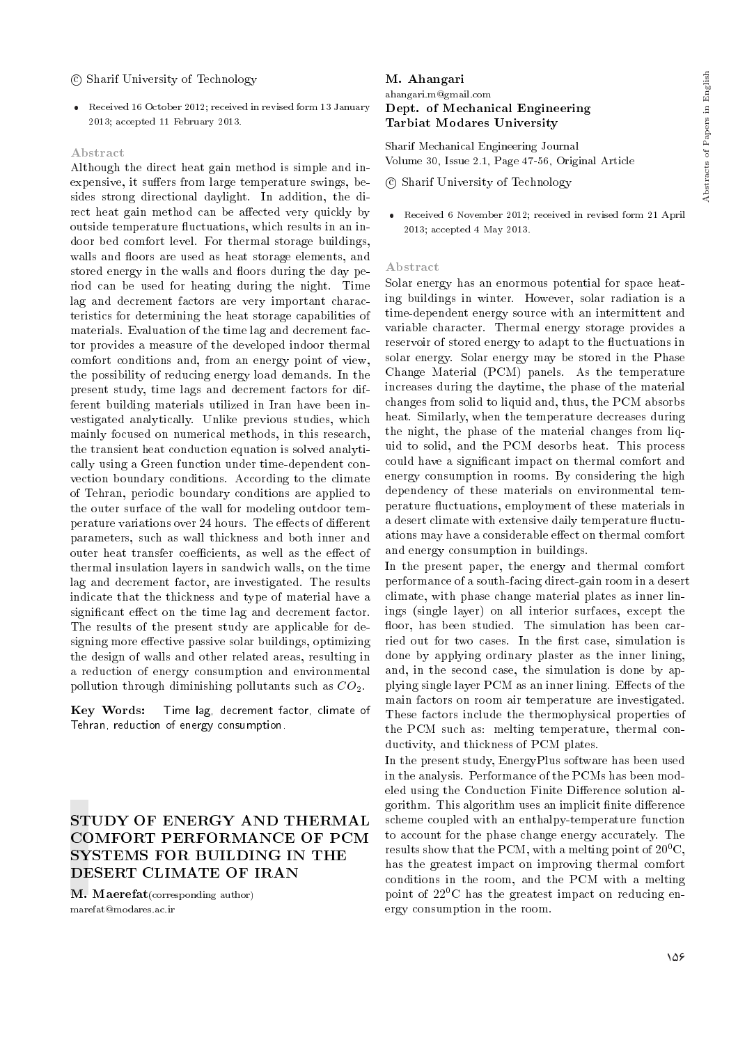© Sharif University of Technology

- Received 16 October 2012; received in revised form 13 January 2013; accepted 11 February 2013.

### Abstract

Although the direct heat gain method is simple and inexpensive, it suffers from large temperature swings, besides strong directional daylight. In addition, the direct heat gain method can be affected very quickly by outside temperature fluctuations, which results in an indoor bed comfort level. For thermal storage buildings, walls and floors are used as heat storage elements, and stored energy in the walls and floors during the day period can be used for heating during the night. Time lag and decrement factors are very important characteristics for determining the heat storage capabilities of materials. Evaluation of the time lag and decrement factor provides a measure of the developed indoor thermal comfort conditions and, from an energy point of view, the possibility of reducing energy load demands. In the present study, time lags and decrement factors for different building materials utilized in Iran have been investigated analytically. Unlike previous studies, which mainly focused on numerical methods, in this research, the transient heat conduction equation is solved analytically using a Green function under time-dependent convection boundary conditions. According to the climate of Tehran, periodic boundary conditions are applied to the outer surface of the wall for modeling outdoor temperature variations over 24 hours. The effects of different parameters, such as wall thickness and both inner and outer heat transfer coefficients, as well as the effect of thermal insulation layers in sandwich walls, on the time lag and decrement factor, are investigated. The results indicate that the thickness and type of material have a significant effect on the time lag and decrement factor. The results of the present study are applicable for designing more effective passive solar buildings, optimizing the design of walls and other related areas, resulting in a reduction of energy consumption and environmental pollution through diminishing pollutants such as $CO_2$.

**Key Words:** Time lag, decrement factor, climate of Tehran, reduction of energy consumption.

## STUDY OF ENERGY AND THERMAL COMFORT PERFORMANCE OF PCM SYSTEMS FOR BUILDING IN THE DESERT CLIMATE OF IRAN

**M. Maerefat**(corresponding author)
marefat@modares.ac.ir

**M. Ahangari**
ahangari.m@gmail.com
**Dept. of Mechanical Engineering**
**Tarbiat Modares University**

Sharif Mechanical Engineering Journal
Volume 30, Issue 2.1, Page 47-56, Original Article

© Sharif University of Technology

- Received 6 November 2012; received in revised form 21 April 2013; accepted 4 May 2013.

### Abstract

Solar energy has an enormous potential for space heating buildings in winter. However, solar radiation is a time-dependent energy source with an intermittent and variable character. Thermal energy storage provides a reservoir of stored energy to adapt to the fluctuations in solar energy. Solar energy may be stored in the Phase Change Material (PCM) panels. As the temperature increases during the daytime, the phase of the material changes from solid to liquid and, thus, the PCM absorbs heat. Similarly, when the temperature decreases during the night, the phase of the material changes from liquid to solid, and the PCM desorbs heat. This process could have a significant impact on thermal comfort and energy consumption in rooms. By considering the high dependency of these materials on environmental temperature fluctuations, employment of these materials in a desert climate with extensive daily temperature fluctuations may have a considerable effect on thermal comfort and energy consumption in buildings.

In the present paper, the energy and thermal comfort performance of a south-facing direct-gain room in a desert climate, with phase change material plates as inner linings (single layer) on all interior surfaces, except the floor, has been studied. The simulation has been carried out for two cases. In the first case, simulation is done by applying ordinary plaster as the inner lining, and, in the second case, the simulation is done by applying single layer PCM as an inner lining. Effects of the main factors on room air temperature are investigated. These factors include the thermophysical properties of the PCM such as: melting temperature, thermal conductivity, and thickness of PCM plates.

In the present study, EnergyPlus software has been used in the analysis. Performance of the PCMs has been modeled using the Conduction Finite Difference solution algorithm. This algorithm uses an implicit finite difference scheme coupled with an enthalpy-temperature function to account for the phase change energy accurately. The results show that the PCM, with a melting point of $20^0$C, has the greatest impact on improving thermal comfort conditions in the room, and the PCM with a melting point of $22^0$C has the greatest impact on reducing energy consumption in the room.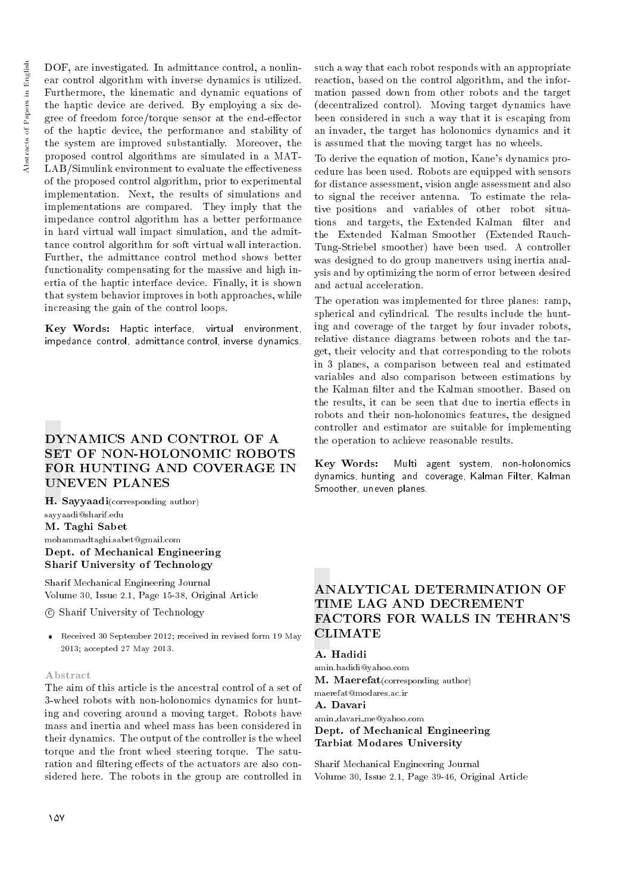DOF, are investigated. In admittance control, a nonlinear control algorithm with inverse dynamics is utilized. Furthermore, the kinematic and dynamic equations of the haptic device are derived. By employing a six degree of freedom force/torque sensor at the end-effector of the haptic device, the performance and stability of the system are improved substantially. Moreover, the proposed control algorithms are simulated in a MATLAB/Simulink environment to evaluate the effectiveness of the proposed control algorithm, prior to experimental implementation. Next, the results of simulations and implementations are compared. They imply that the impedance control algorithm has a better performance in hard virtual wall impact simulation, and the admittance control algorithm for soft virtual wall interaction. Further, the admittance control method shows better functionality compensating for the massive and high inertia of the haptic interface device. Finally, it is shown that system behavior improves in both approaches, while increasing the gain of the control loops.

**Key Words:** Haptic interface, virtual environment, impedance control, admittance control, inverse dynamics.

## DYNAMICS AND CONTROL OF A SET OF NON-HOLONOMIC ROBOTS FOR HUNTING AND COVERAGE IN UNEVEN PLANES

**H. Sayyaadi**(corresponding author)
sayyaadi@sharif.edu
**M. Taghi Sabet**
mohammadtaghi.sabet@gmail.com
**Dept. of Mechanical Engineering**
**Sharif University of Technology**

Sharif Mechanical Engineering Journal
Volume 30, Issue 2.1, Page 15-38, Original Article

© Sharif University of Technology

- Received 30 September 2012; received in revised form 19 May 2013; accepted 27 May 2013.

### Abstract

The aim of this article is the ancestral control of a set of 3-wheel robots with non-holonomics dynamics for hunting and covering around a moving target. Robots have mass and inertia and wheel mass has been considered in their dynamics. The output of the controller is the wheel torque and the front wheel steering torque. The saturation and filtering effects of the actuators are also considered here. The robots in the group are controlled in such a way that each robot responds with an appropriate reaction, based on the control algorithm, and the information passed down from other robots and the target (decentralized control). Moving target dynamics have been considered in such a way that it is escaping from an invader, the target has holonomics dynamics and it is assumed that the moving target has no wheels.

To derive the equation of motion, Kane's dynamics procedure has been used. Robots are equipped with sensors for distance assessment, vision angle assessment and also to signal the receiver antenna. To estimate the relative positions and variables of other robot situations and targets, the Extended Kalman filter and the Extended Kalman Smoother (Extended Rauch-Tung-Striebel smoother) have been used. A controller was designed to do group maneuvers using inertia analysis and by optimizing the norm of error between desired and actual acceleration.

The operation was implemented for three planes: ramp, spherical and cylindrical. The results include the hunting and coverage of the target by four invader robots, relative distance diagrams between robots and the target, their velocity and that corresponding to the robots in 3 planes, a comparison between real and estimated variables and also comparison between estimations by the Kalman filter and the Kalman smoother. Based on the results, it can be seen that due to inertia effects in robots and their non-holonomics features, the designed controller and estimator are suitable for implementing the operation to achieve reasonable results.

**Key Words:** Multi agent system, non-holonomics dynamics, hunting and coverage, Kalman Filter, Kalman Smoother, uneven planes.

## ANALYTICAL DETERMINATION OF TIME LAG AND DECREMENT FACTORS FOR WALLS IN TEHRAN'S CLIMATE

**A. Hadidi**
amin.hadidi@yahoo.com
**M. Maerefat**(corresponding author)
maerefat@modares.ac.ir
**A. Davari**
amin_davari_me@yahoo.com
**Dept. of Mechanical Engineering**
**Tarbiat Modares University**

Sharif Mechanical Engineering Journal
Volume 30, Issue 2.1, Page 39-46, Original Article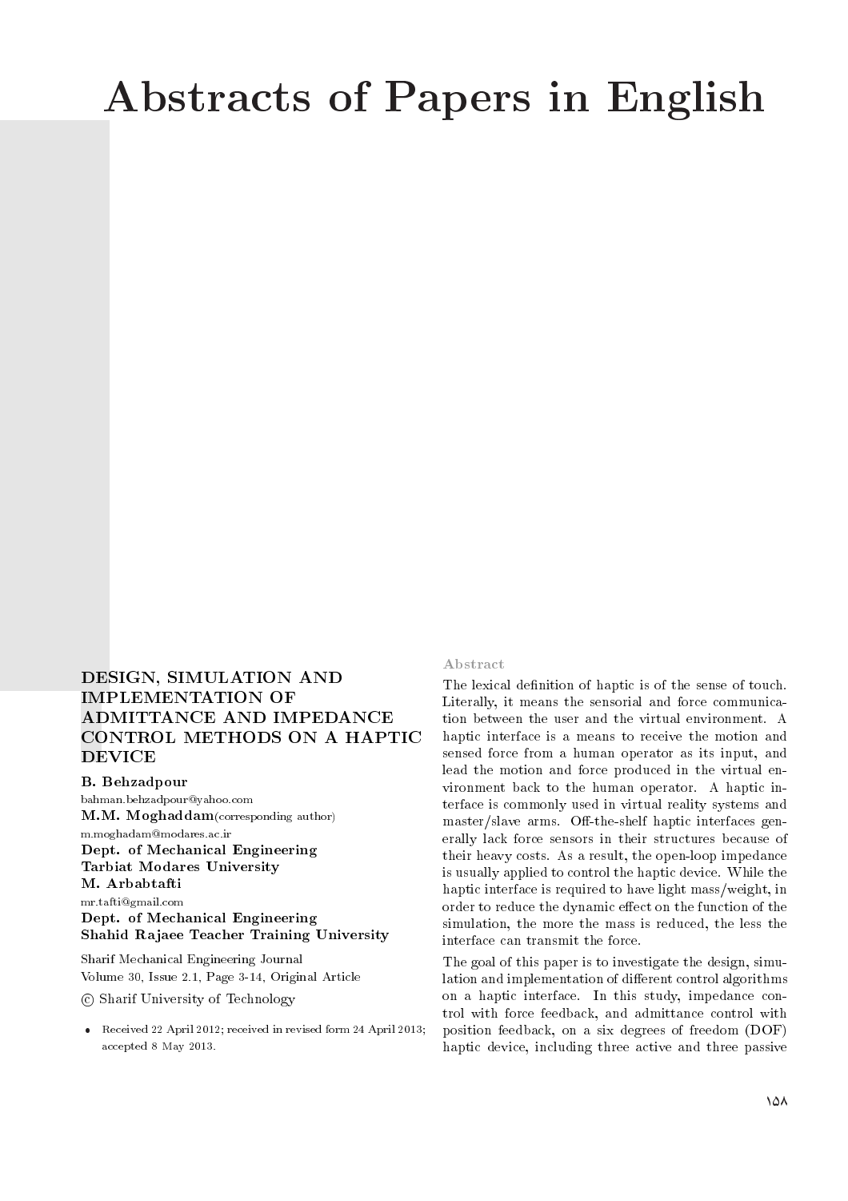# Abstracts of Papers in English

## DESIGN, SIMULATION AND IMPLEMENTATION OF ADMITTANCE AND IMPEDANCE CONTROL METHODS ON A HAPTIC DEVICE

**B. Behzadpour**
bahman.behzadpour@yahoo.com
**M.M. Moghaddam**(corresponding author)
m.moghadam@modares.ac.ir
**Dept. of Mechanical Engineering**
**Tarbiat Modares University**
**M. Arbabtafti**
mr.tafti@gmail.com
**Dept. of Mechanical Engineering**
**Shahid Rajaee Teacher Training University**

Sharif Mechanical Engineering Journal
Volume 30, Issue 2.1, Page 3-14, Original Article
© Sharif University of Technology

- Received 22 April 2012; received in revised form 24 April 2013; accepted 8 May 2013.

### Abstract

The lexical definition of haptic is of the sense of touch. Literally, it means the sensorial and force communication between the user and the virtual environment. A haptic interface is a means to receive the motion and sensed force from a human operator as its input, and lead the motion and force produced in the virtual environment back to the human operator. A haptic interface is commonly used in virtual reality systems and master/slave arms. Off-the-shelf haptic interfaces generally lack force sensors in their structures because of their heavy costs. As a result, the open-loop impedance is usually applied to control the haptic device. While the haptic interface is required to have light mass/weight, in order to reduce the dynamic effect on the function of the simulation, the more the mass is reduced, the less the interface can transmit the force.

The goal of this paper is to investigate the design, simulation and implementation of different control algorithms on a haptic interface. In this study, impedance control with force feedback, and admittance control with position feedback, on a six degrees of freedom (DOF) haptic device, including three active and three passive